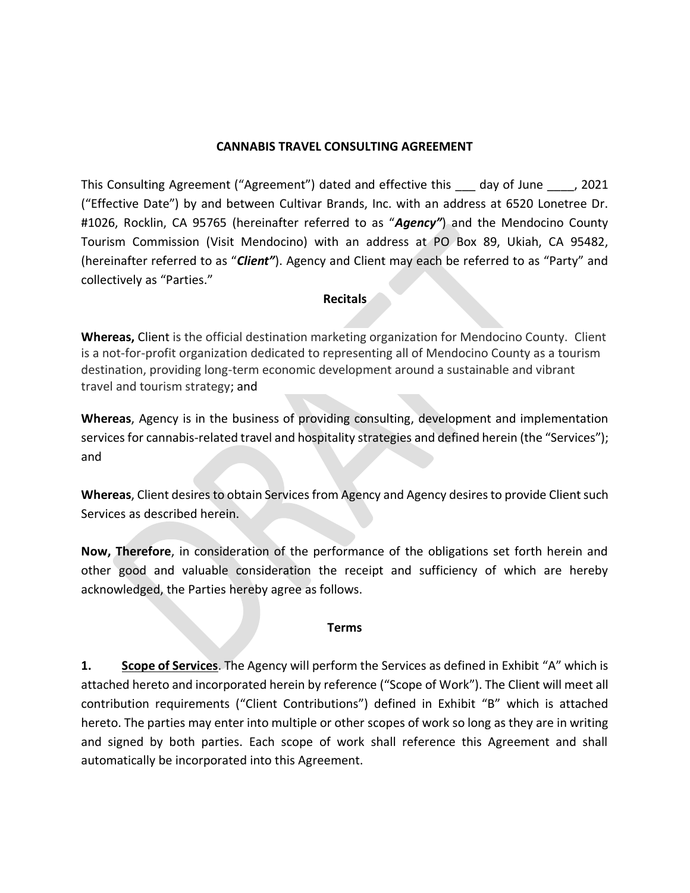# CANNABIS TRAVEL CONSULTING AGREEMENT

This Consulting Agreement ("Agreement") dated and effective this ___ day of June ____, 2021 ("Effective Date") by and between Cultivar Brands, Inc. with an address at 6520 Lonetree Dr. #1026, Rocklin, CA 95765 (hereinafter referred to as "***Agency"***) and the Mendocino County Tourism Commission (Visit Mendocino) with an address at PO Box 89, Ukiah, CA 95482, (hereinafter referred to as "***Client"***). Agency and Client may each be referred to as "Party" and collectively as "Parties."

## Recitals

**Whereas,** Client is the official destination marketing organization for Mendocino County. Client is a not-for-profit organization dedicated to representing all of Mendocino County as a tourism destination, providing long-term economic development around a sustainable and vibrant travel and tourism strategy; and

**Whereas**, Agency is in the business of providing consulting, development and implementation services for cannabis-related travel and hospitality strategies and defined herein (the "Services"); and

**Whereas**, Client desires to obtain Services from Agency and Agency desires to provide Client such Services as described herein.

**Now, Therefore**, in consideration of the performance of the obligations set forth herein and other good and valuable consideration the receipt and sufficiency of which are hereby acknowledged, the Parties hereby agree as follows.

## Terms

**1. Scope of Services**. The Agency will perform the Services as defined in Exhibit "A" which is attached hereto and incorporated herein by reference ("Scope of Work"). The Client will meet all contribution requirements ("Client Contributions") defined in Exhibit "B" which is attached hereto. The parties may enter into multiple or other scopes of work so long as they are in writing and signed by both parties. Each scope of work shall reference this Agreement and shall automatically be incorporated into this Agreement.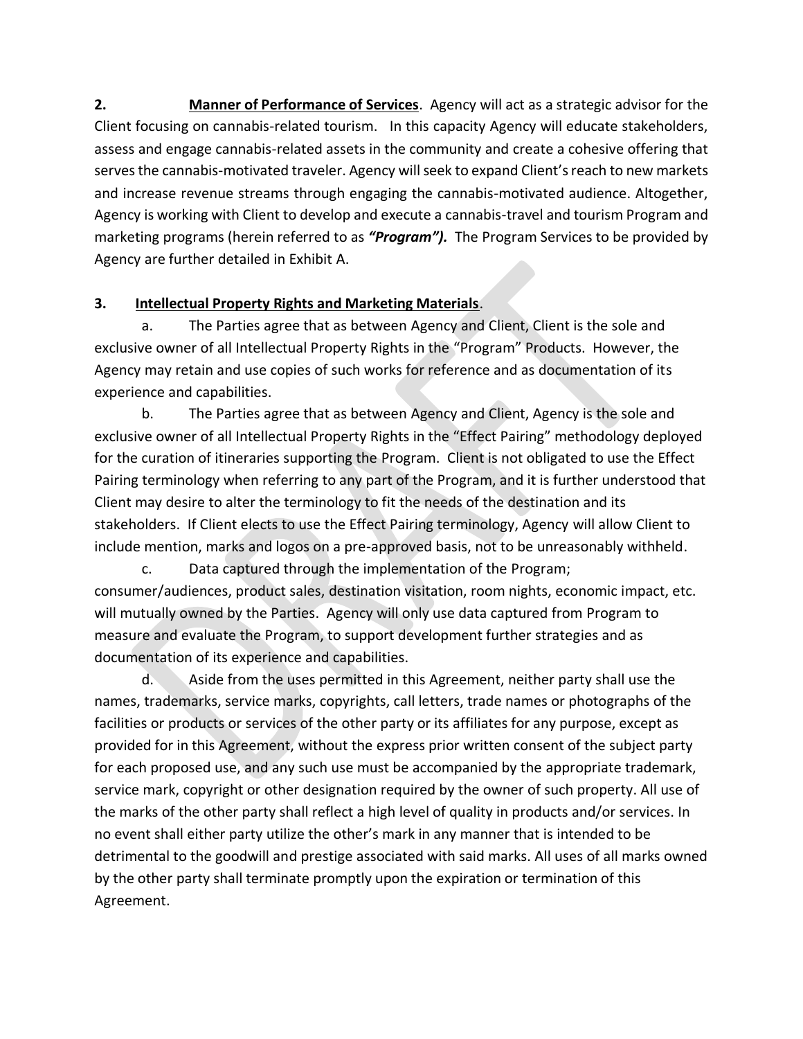**2.** **Manner of Performance of Services**. Agency will act as a strategic advisor for the Client focusing on cannabis-related tourism. In this capacity Agency will educate stakeholders, assess and engage cannabis-related assets in the community and create a cohesive offering that serves the cannabis-motivated traveler. Agency will seek to expand Client's reach to new markets and increase revenue streams through engaging the cannabis-motivated audience. Altogether, Agency is working with Client to develop and execute a cannabis-travel and tourism Program and marketing programs (herein referred to as ***"Program").*** The Program Services to be provided by Agency are further detailed in Exhibit A.

**3.** **Intellectual Property Rights and Marketing Materials**.

a. The Parties agree that as between Agency and Client, Client is the sole and exclusive owner of all Intellectual Property Rights in the "Program" Products. However, the Agency may retain and use copies of such works for reference and as documentation of its experience and capabilities.

b. The Parties agree that as between Agency and Client, Agency is the sole and exclusive owner of all Intellectual Property Rights in the "Effect Pairing" methodology deployed for the curation of itineraries supporting the Program. Client is not obligated to use the Effect Pairing terminology when referring to any part of the Program, and it is further understood that Client may desire to alter the terminology to fit the needs of the destination and its stakeholders. If Client elects to use the Effect Pairing terminology, Agency will allow Client to include mention, marks and logos on a pre-approved basis, not to be unreasonably withheld.

c. Data captured through the implementation of the Program; consumer/audiences, product sales, destination visitation, room nights, economic impact, etc. will mutually owned by the Parties. Agency will only use data captured from Program to measure and evaluate the Program, to support development further strategies and as documentation of its experience and capabilities.

d. Aside from the uses permitted in this Agreement, neither party shall use the names, trademarks, service marks, copyrights, call letters, trade names or photographs of the facilities or products or services of the other party or its affiliates for any purpose, except as provided for in this Agreement, without the express prior written consent of the subject party for each proposed use, and any such use must be accompanied by the appropriate trademark, service mark, copyright or other designation required by the owner of such property. All use of the marks of the other party shall reflect a high level of quality in products and/or services. In no event shall either party utilize the other's mark in any manner that is intended to be detrimental to the goodwill and prestige associated with said marks. All uses of all marks owned by the other party shall terminate promptly upon the expiration or termination of this Agreement.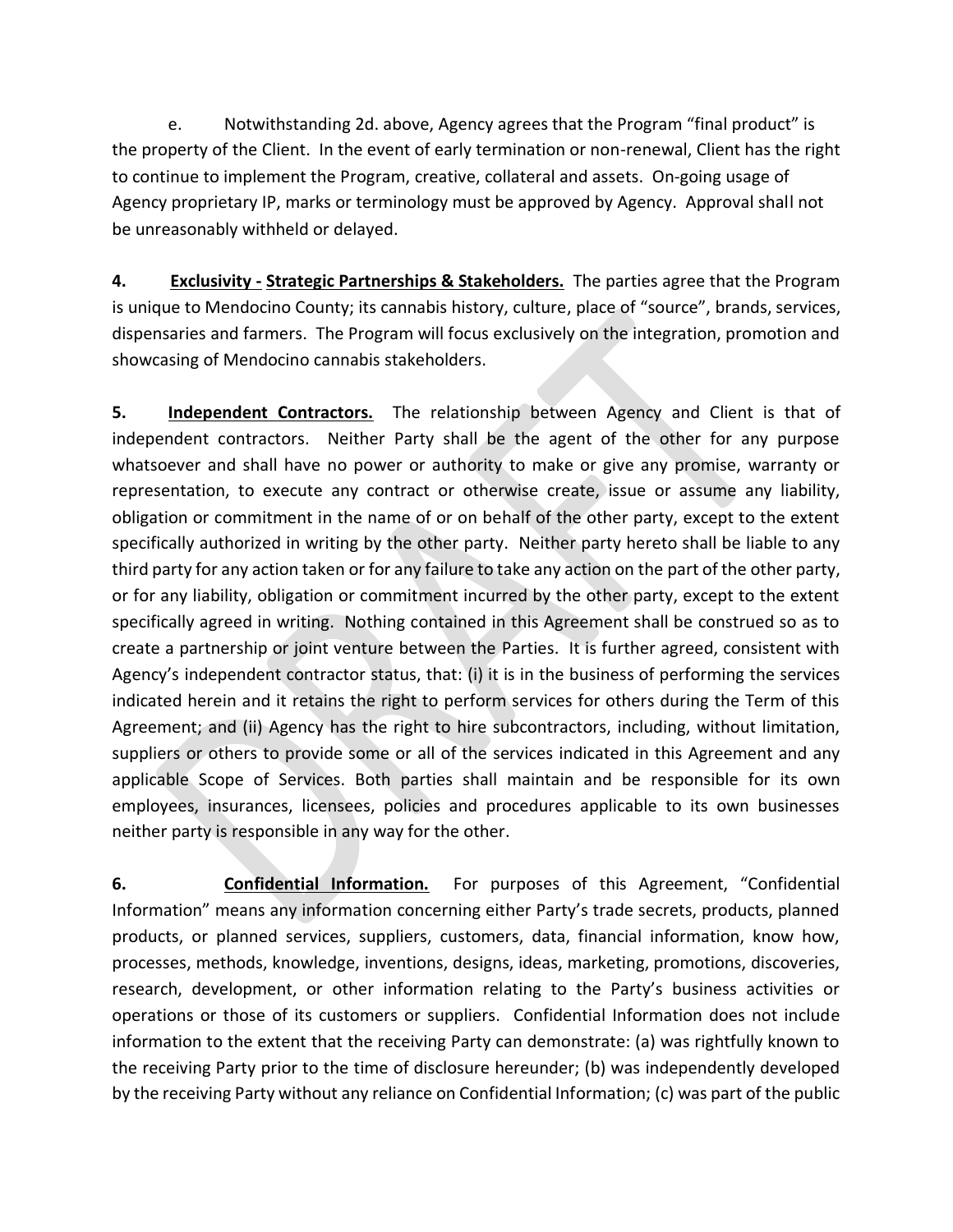e. Notwithstanding 2d. above, Agency agrees that the Program "final product" is the property of the Client. In the event of early termination or non-renewal, Client has the right to continue to implement the Program, creative, collateral and assets. On-going usage of Agency proprietary IP, marks or terminology must be approved by Agency. Approval shall not be unreasonably withheld or delayed.

**4. Exclusivity - Strategic Partnerships & Stakeholders.** The parties agree that the Program is unique to Mendocino County; its cannabis history, culture, place of "source", brands, services, dispensaries and farmers. The Program will focus exclusively on the integration, promotion and showcasing of Mendocino cannabis stakeholders.

**5. Independent Contractors.** The relationship between Agency and Client is that of independent contractors. Neither Party shall be the agent of the other for any purpose whatsoever and shall have no power or authority to make or give any promise, warranty or representation, to execute any contract or otherwise create, issue or assume any liability, obligation or commitment in the name of or on behalf of the other party, except to the extent specifically authorized in writing by the other party. Neither party hereto shall be liable to any third party for any action taken or for any failure to take any action on the part of the other party, or for any liability, obligation or commitment incurred by the other party, except to the extent specifically agreed in writing. Nothing contained in this Agreement shall be construed so as to create a partnership or joint venture between the Parties. It is further agreed, consistent with Agency's independent contractor status, that: (i) it is in the business of performing the services indicated herein and it retains the right to perform services for others during the Term of this Agreement; and (ii) Agency has the right to hire subcontractors, including, without limitation, suppliers or others to provide some or all of the services indicated in this Agreement and any applicable Scope of Services. Both parties shall maintain and be responsible for its own employees, insurances, licensees, policies and procedures applicable to its own businesses neither party is responsible in any way for the other.

**6. Confidential Information.** For purposes of this Agreement, "Confidential Information" means any information concerning either Party's trade secrets, products, planned products, or planned services, suppliers, customers, data, financial information, know how, processes, methods, knowledge, inventions, designs, ideas, marketing, promotions, discoveries, research, development, or other information relating to the Party's business activities or operations or those of its customers or suppliers. Confidential Information does not include information to the extent that the receiving Party can demonstrate: (a) was rightfully known to the receiving Party prior to the time of disclosure hereunder; (b) was independently developed by the receiving Party without any reliance on Confidential Information; (c) was part of the public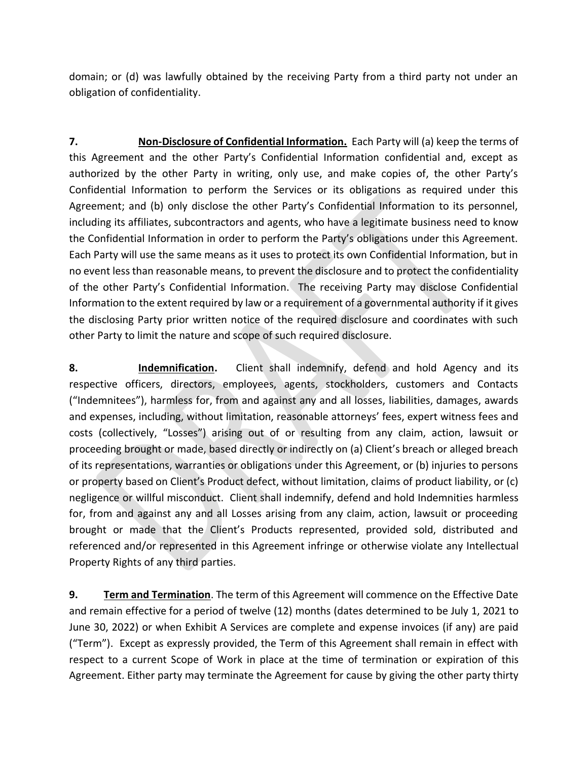domain; or (d) was lawfully obtained by the receiving Party from a third party not under an obligation of confidentiality.

**7.** **Non-Disclosure of Confidential Information.** Each Party will (a) keep the terms of this Agreement and the other Party's Confidential Information confidential and, except as authorized by the other Party in writing, only use, and make copies of, the other Party's Confidential Information to perform the Services or its obligations as required under this Agreement; and (b) only disclose the other Party's Confidential Information to its personnel, including its affiliates, subcontractors and agents, who have a legitimate business need to know the Confidential Information in order to perform the Party's obligations under this Agreement. Each Party will use the same means as it uses to protect its own Confidential Information, but in no event less than reasonable means, to prevent the disclosure and to protect the confidentiality of the other Party's Confidential Information. The receiving Party may disclose Confidential Information to the extent required by law or a requirement of a governmental authority if it gives the disclosing Party prior written notice of the required disclosure and coordinates with such other Party to limit the nature and scope of such required disclosure.

**8.** **Indemnification.** Client shall indemnify, defend and hold Agency and its respective officers, directors, employees, agents, stockholders, customers and Contacts ("Indemnitees"), harmless for, from and against any and all losses, liabilities, damages, awards and expenses, including, without limitation, reasonable attorneys' fees, expert witness fees and costs (collectively, "Losses") arising out of or resulting from any claim, action, lawsuit or proceeding brought or made, based directly or indirectly on (a) Client's breach or alleged breach of its representations, warranties or obligations under this Agreement, or (b) injuries to persons or property based on Client's Product defect, without limitation, claims of product liability, or (c) negligence or willful misconduct. Client shall indemnify, defend and hold Indemnities harmless for, from and against any and all Losses arising from any claim, action, lawsuit or proceeding brought or made that the Client's Products represented, provided sold, distributed and referenced and/or represented in this Agreement infringe or otherwise violate any Intellectual Property Rights of any third parties.

**9.** **Term and Termination**. The term of this Agreement will commence on the Effective Date and remain effective for a period of twelve (12) months (dates determined to be July 1, 2021 to June 30, 2022) or when Exhibit A Services are complete and expense invoices (if any) are paid ("Term"). Except as expressly provided, the Term of this Agreement shall remain in effect with respect to a current Scope of Work in place at the time of termination or expiration of this Agreement. Either party may terminate the Agreement for cause by giving the other party thirty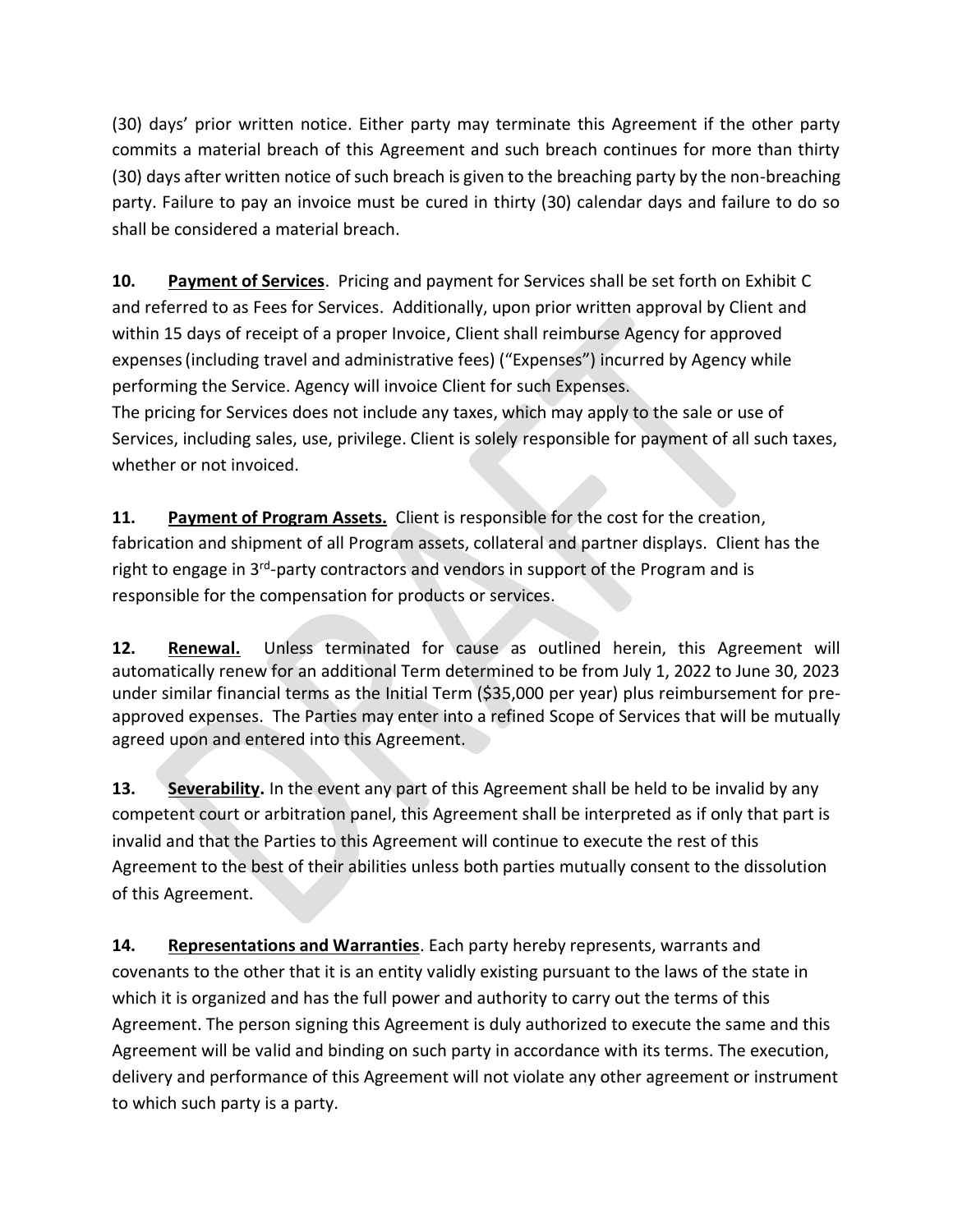(30) days' prior written notice. Either party may terminate this Agreement if the other party commits a material breach of this Agreement and such breach continues for more than thirty (30) days after written notice of such breach is given to the breaching party by the non-breaching party. Failure to pay an invoice must be cured in thirty (30) calendar days and failure to do so shall be considered a material breach.

**10. <u>Payment of Services</u>**. Pricing and payment for Services shall be set forth on Exhibit C and referred to as Fees for Services. Additionally, upon prior written approval by Client and within 15 days of receipt of a proper Invoice, Client shall reimburse Agency for approved expenses (including travel and administrative fees) ("Expenses") incurred by Agency while performing the Service. Agency will invoice Client for such Expenses.
The pricing for Services does not include any taxes, which may apply to the sale or use of Services, including sales, use, privilege. Client is solely responsible for payment of all such taxes, whether or not invoiced.

**11. <u>Payment of Program Assets.</u>** Client is responsible for the cost for the creation, fabrication and shipment of all Program assets, collateral and partner displays. Client has the right to engage in 3rd-party contractors and vendors in support of the Program and is responsible for the compensation for products or services.

**12. <u>Renewal.</u>** Unless terminated for cause as outlined herein, this Agreement will automatically renew for an additional Term determined to be from July 1, 2022 to June 30, 2023 under similar financial terms as the Initial Term ($35,000 per year) plus reimbursement for pre-approved expenses. The Parties may enter into a refined Scope of Services that will be mutually agreed upon and entered into this Agreement.

**13. <u>Severability</u>.** In the event any part of this Agreement shall be held to be invalid by any competent court or arbitration panel, this Agreement shall be interpreted as if only that part is invalid and that the Parties to this Agreement will continue to execute the rest of this Agreement to the best of their abilities unless both parties mutually consent to the dissolution of this Agreement.

**14. <u>Representations and Warranties</u>**. Each party hereby represents, warrants and covenants to the other that it is an entity validly existing pursuant to the laws of the state in which it is organized and has the full power and authority to carry out the terms of this Agreement. The person signing this Agreement is duly authorized to execute the same and this Agreement will be valid and binding on such party in accordance with its terms. The execution, delivery and performance of this Agreement will not violate any other agreement or instrument to which such party is a party.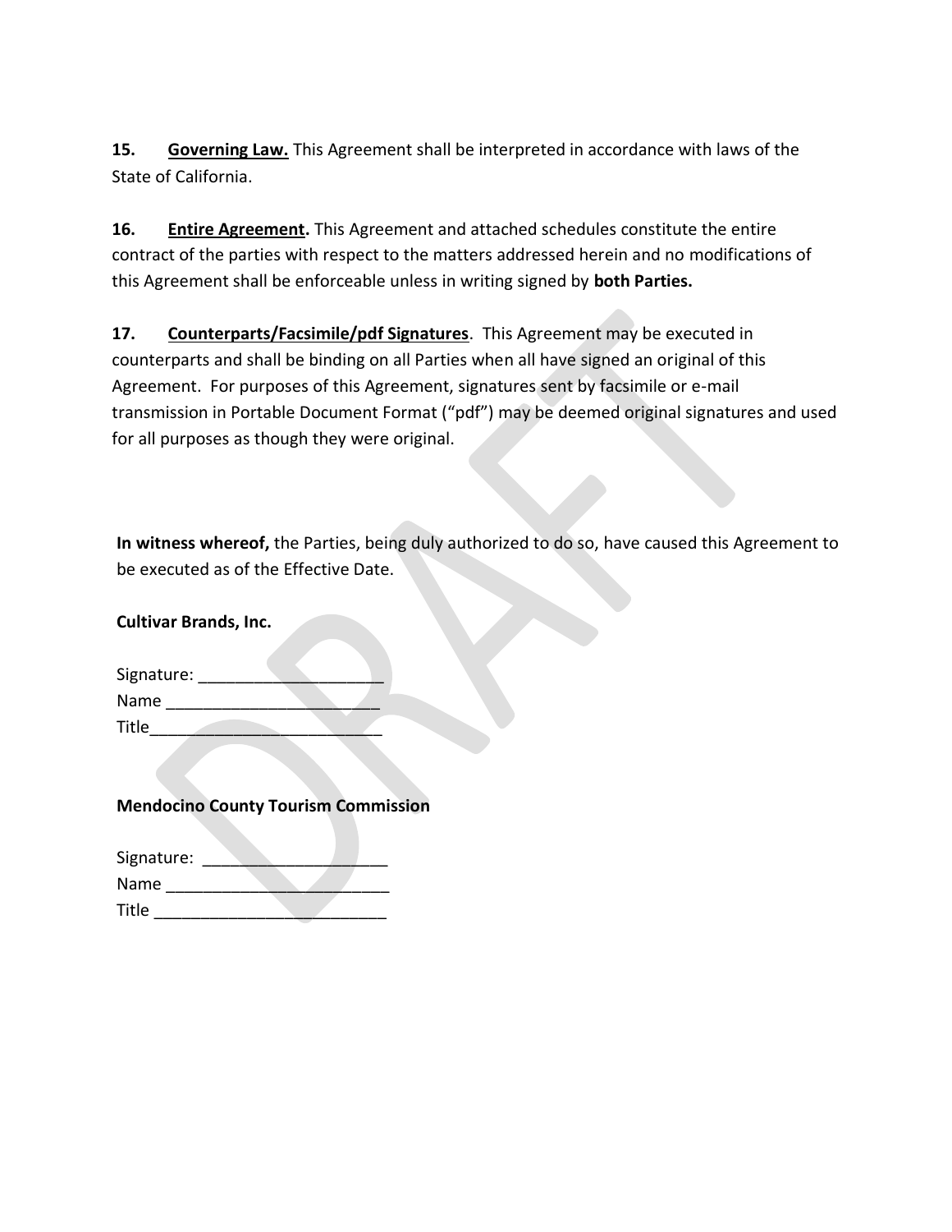**15. Governing Law.** This Agreement shall be interpreted in accordance with laws of the State of California.

**16. Entire Agreement.** This Agreement and attached schedules constitute the entire contract of the parties with respect to the matters addressed herein and no modifications of this Agreement shall be enforceable unless in writing signed by **both Parties.**

**17. Counterparts/Facsimile/pdf Signatures**. This Agreement may be executed in counterparts and shall be binding on all Parties when all have signed an original of this Agreement. For purposes of this Agreement, signatures sent by facsimile or e-mail transmission in Portable Document Format ("pdf") may be deemed original signatures and used for all purposes as though they were original.

**In witness whereof,** the Parties, being duly authorized to do so, have caused this Agreement to be executed as of the Effective Date.

**Cultivar Brands, Inc.**

Signature: ____________________
Name _______________________
Title_________________________

**Mendocino County Tourism Commission**

Signature: ____________________
Name ________________________
Title _________________________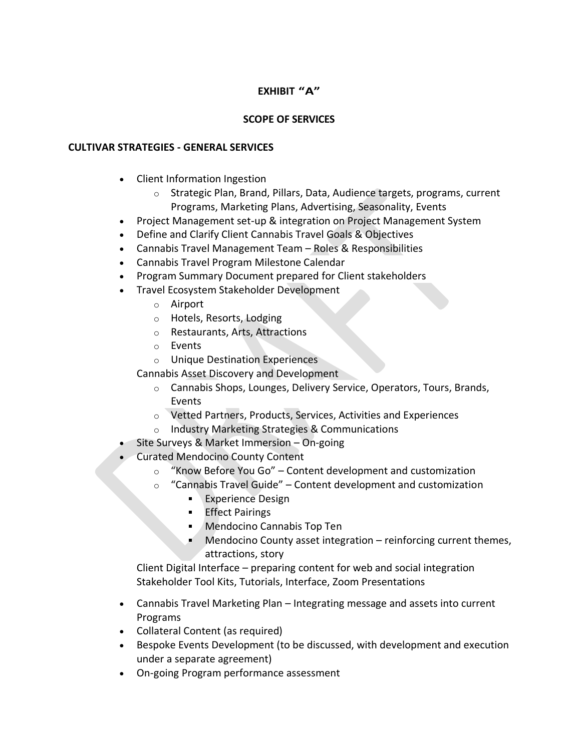**EXHIBIT "A"**

**SCOPE OF SERVICES**

**CULTIVAR STRATEGIES - GENERAL SERVICES**

- Client Information Ingestion
  - Strategic Plan, Brand, Pillars, Data, Audience targets, programs, current Programs, Marketing Plans, Advertising, Seasonality, Events
- Project Management set-up & integration on Project Management System
- Define and Clarify Client Cannabis Travel Goals & Objectives
- Cannabis Travel Management Team – Roles & Responsibilities
- Cannabis Travel Program Milestone Calendar
- Program Summary Document prepared for Client stakeholders
- Travel Ecosystem Stakeholder Development
  - Airport
  - Hotels, Resorts, Lodging
  - Restaurants, Arts, Attractions
  - Events
  - Unique Destination Experiences

  Cannabis Asset Discovery and Development
  - Cannabis Shops, Lounges, Delivery Service, Operators, Tours, Brands, Events
  - Vetted Partners, Products, Services, Activities and Experiences
  - Industry Marketing Strategies & Communications
- Site Surveys & Market Immersion – On-going
- Curated Mendocino County Content
  - "Know Before You Go" – Content development and customization
  - "Cannabis Travel Guide" – Content development and customization
    - Experience Design
    - Effect Pairings
    - Mendocino Cannabis Top Ten
    - Mendocino County asset integration – reinforcing current themes, attractions, story

  Client Digital Interface – preparing content for web and social integration
  Stakeholder Tool Kits, Tutorials, Interface, Zoom Presentations

- Cannabis Travel Marketing Plan – Integrating message and assets into current Programs
- Collateral Content (as required)
- Bespoke Events Development (to be discussed, with development and execution under a separate agreement)
- On-going Program performance assessment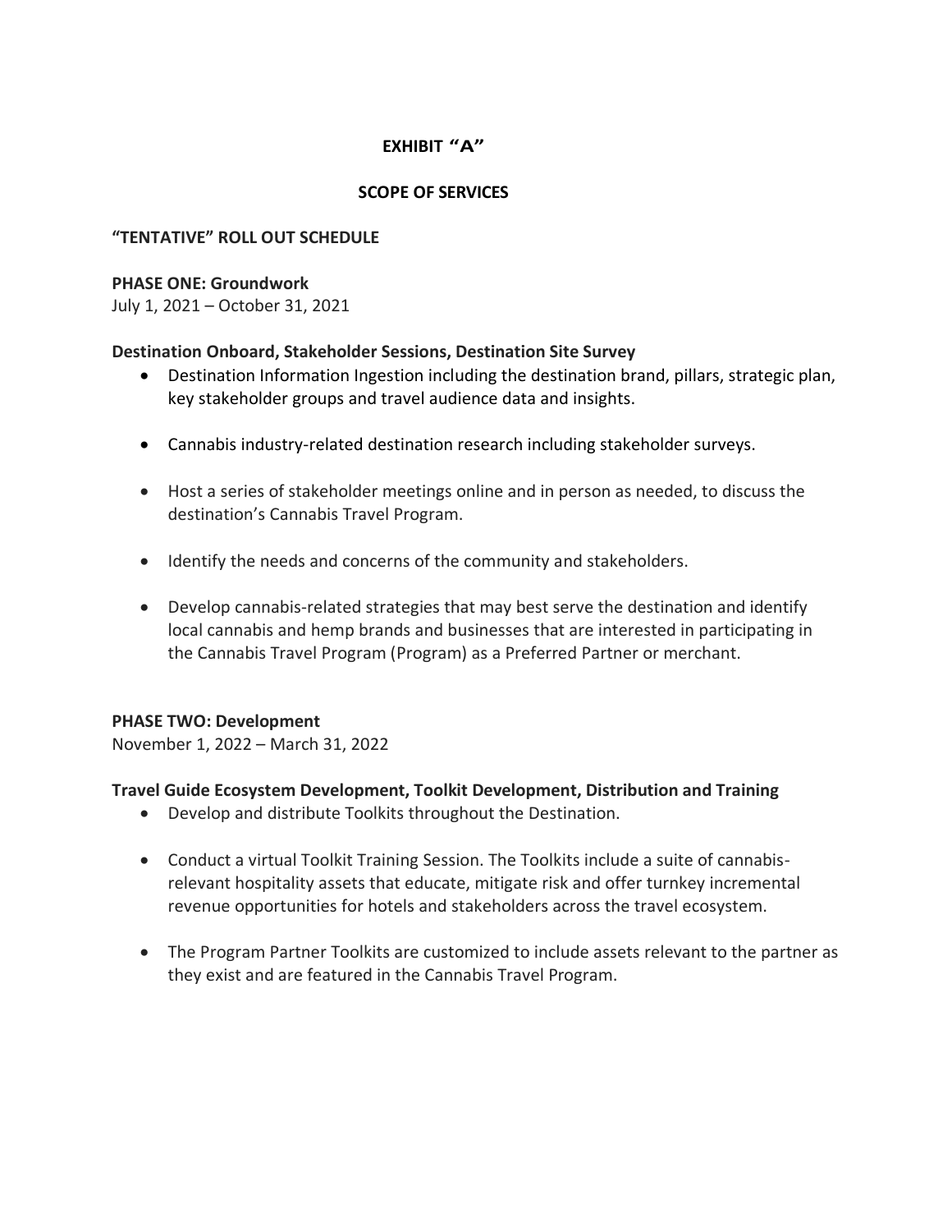# EXHIBIT "A"

## SCOPE OF SERVICES

**"TENTATIVE" ROLL OUT SCHEDULE**

**PHASE ONE: Groundwork**
July 1, 2021 – October 31, 2021

**Destination Onboard, Stakeholder Sessions, Destination Site Survey**

- Destination Information Ingestion including the destination brand, pillars, strategic plan, key stakeholder groups and travel audience data and insights.
- Cannabis industry-related destination research including stakeholder surveys.
- Host a series of stakeholder meetings online and in person as needed, to discuss the destination's Cannabis Travel Program.
- Identify the needs and concerns of the community and stakeholders.
- Develop cannabis-related strategies that may best serve the destination and identify local cannabis and hemp brands and businesses that are interested in participating in the Cannabis Travel Program (Program) as a Preferred Partner or merchant.

**PHASE TWO: Development**
November 1, 2022 – March 31, 2022

**Travel Guide Ecosystem Development, Toolkit Development, Distribution and Training**

- Develop and distribute Toolkits throughout the Destination.
- Conduct a virtual Toolkit Training Session. The Toolkits include a suite of cannabis-relevant hospitality assets that educate, mitigate risk and offer turnkey incremental revenue opportunities for hotels and stakeholders across the travel ecosystem.
- The Program Partner Toolkits are customized to include assets relevant to the partner as they exist and are featured in the Cannabis Travel Program.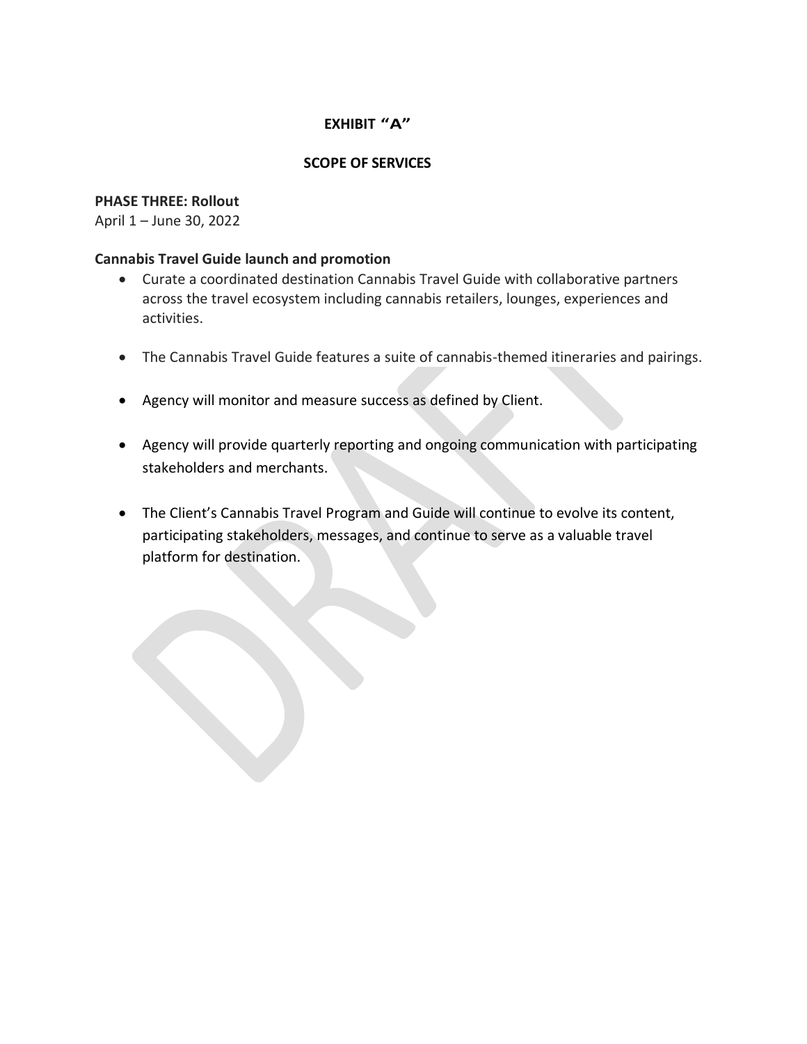**EXHIBIT "A"**

**SCOPE OF SERVICES**

**PHASE THREE: Rollout**
April 1 – June 30, 2022

**Cannabis Travel Guide launch and promotion**

- Curate a coordinated destination Cannabis Travel Guide with collaborative partners across the travel ecosystem including cannabis retailers, lounges, experiences and activities.
- The Cannabis Travel Guide features a suite of cannabis-themed itineraries and pairings.
- Agency will monitor and measure success as defined by Client.
- Agency will provide quarterly reporting and ongoing communication with participating stakeholders and merchants.
- The Client's Cannabis Travel Program and Guide will continue to evolve its content, participating stakeholders, messages, and continue to serve as a valuable travel platform for destination.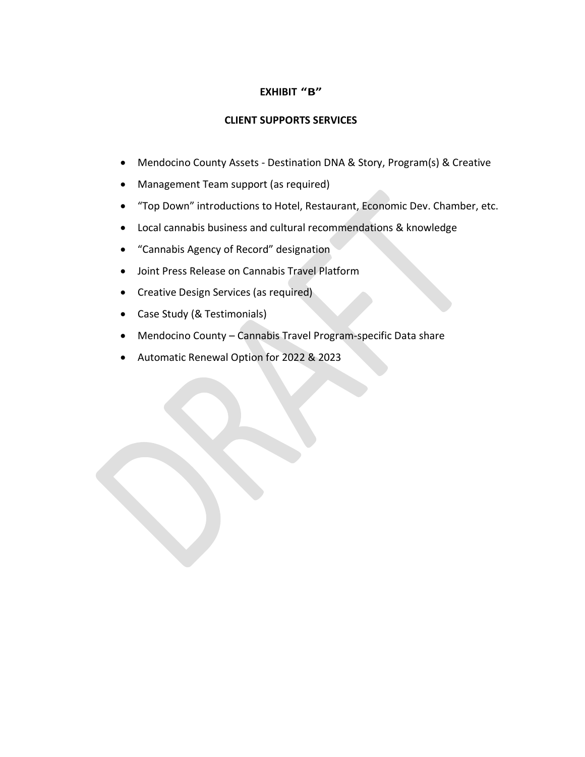# EXHIBIT "B"

## CLIENT SUPPORTS SERVICES

- Mendocino County Assets - Destination DNA & Story, Program(s) & Creative
- Management Team support (as required)
- "Top Down" introductions to Hotel, Restaurant, Economic Dev. Chamber, etc.
- Local cannabis business and cultural recommendations & knowledge
- "Cannabis Agency of Record" designation
- Joint Press Release on Cannabis Travel Platform
- Creative Design Services (as required)
- Case Study (& Testimonials)
- Mendocino County – Cannabis Travel Program-specific Data share
- Automatic Renewal Option for 2022 & 2023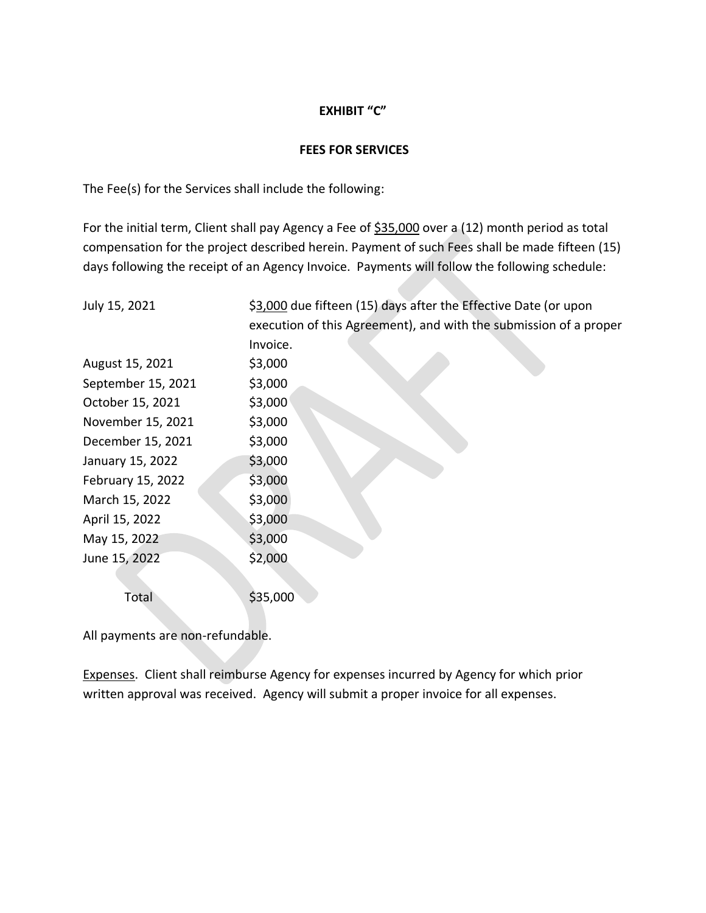**EXHIBIT "C"**

**FEES FOR SERVICES**

The Fee(s) for the Services shall include the following:

For the initial term, Client shall pay Agency a Fee of $35,000 over a (12) month period as total compensation for the project described herein. Payment of such Fees shall be made fifteen (15) days following the receipt of an Agency Invoice. Payments will follow the following schedule:

| | |
|---|---|
| July 15, 2021 | $3,000 due fifteen (15) days after the Effective Date (or upon execution of this Agreement), and with the submission of a proper Invoice. |
| August 15, 2021 | $3,000 |
| September 15, 2021 | $3,000 |
| October 15, 2021 | $3,000 |
| November 15, 2021 | $3,000 |
| December 15, 2021 | $3,000 |
| January 15, 2022 | $3,000 |
| February 15, 2022 | $3,000 |
| March 15, 2022 | $3,000 |
| April 15, 2022 | $3,000 |
| May 15, 2022 | $3,000 |
| June 15, 2022 | $2,000 |
| Total | $35,000 |

All payments are non-refundable.

Expenses. Client shall reimburse Agency for expenses incurred by Agency for which prior written approval was received. Agency will submit a proper invoice for all expenses.